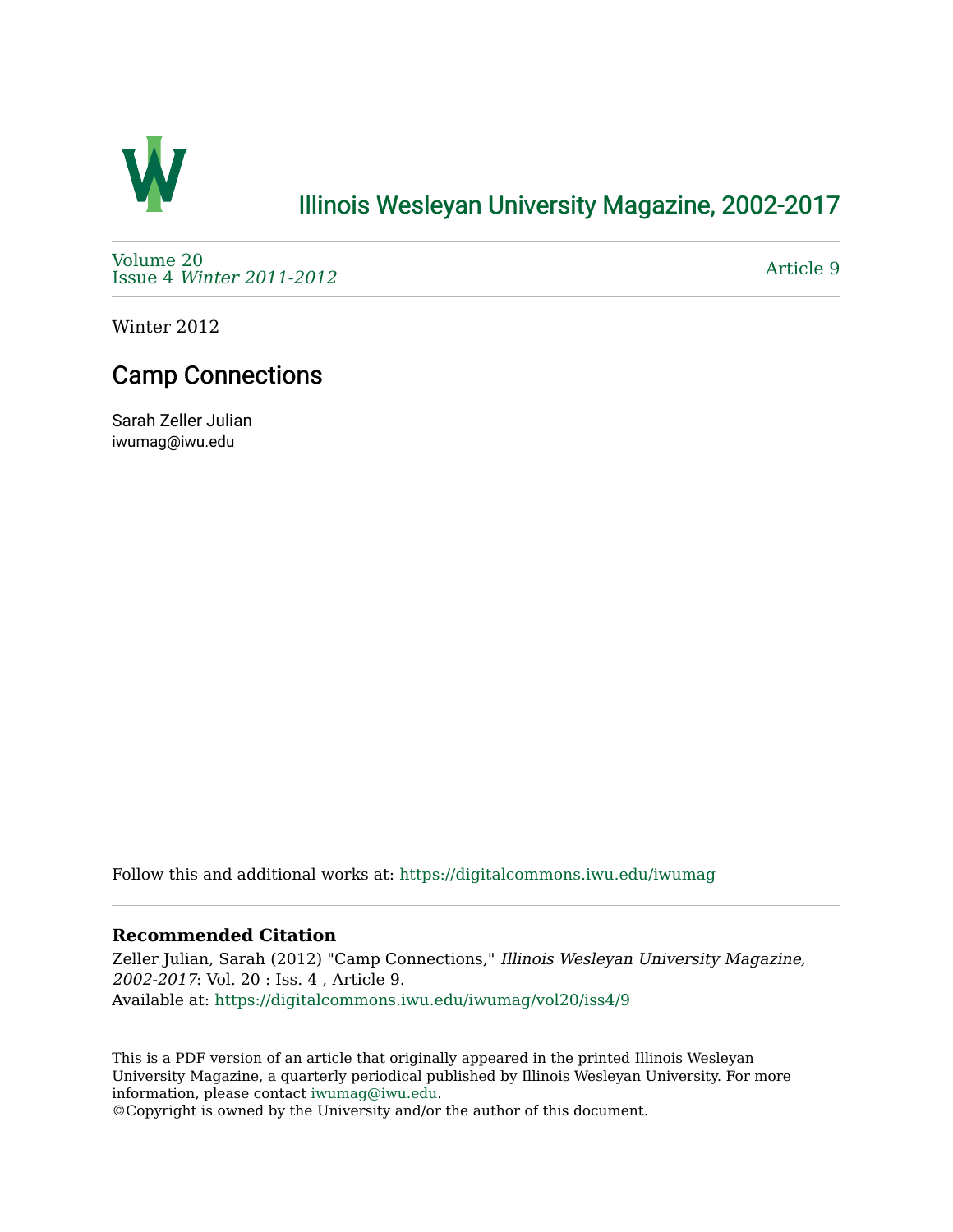# Illinois Wesleyan University Magazine, 2002-2017

Volume 20
Issue 4 *Winter 2011-2012*

Article 9

Winter 2012

## Camp Connections

Sarah Zeller Julian
iwumag@iwu.edu

Follow this and additional works at: https://digitalcommons.iwu.edu/iwumag

**Recommended Citation**

Zeller Julian, Sarah (2012) "Camp Connections," *Illinois Wesleyan University Magazine, 2002-2017*: Vol. 20 : Iss. 4 , Article 9.
Available at: https://digitalcommons.iwu.edu/iwumag/vol20/iss4/9

This is a PDF version of an article that originally appeared in the printed Illinois Wesleyan University Magazine, a quarterly periodical published by Illinois Wesleyan University. For more information, please contact iwumag@iwu.edu.
©Copyright is owned by the University and/or the author of this document.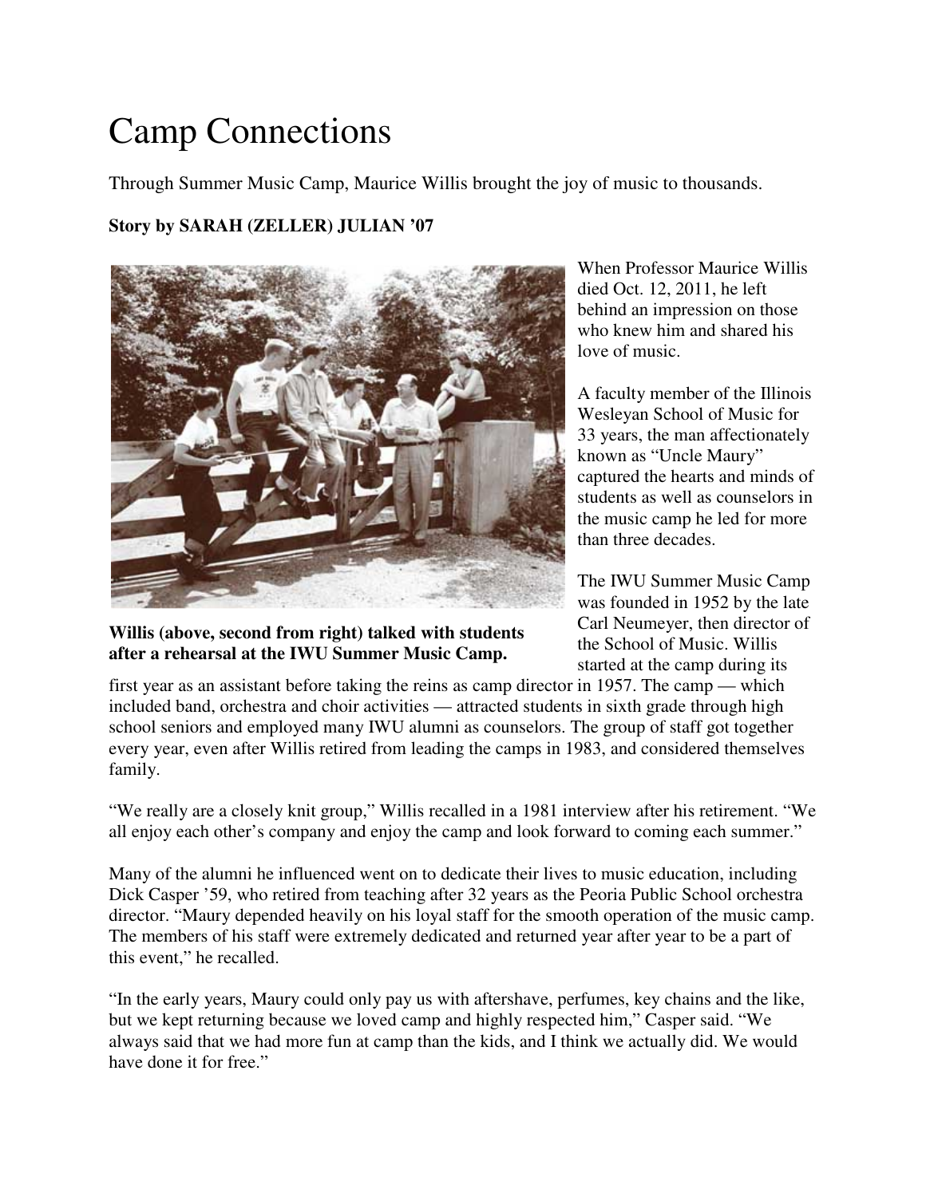# Camp Connections

Through Summer Music Camp, Maurice Willis brought the joy of music to thousands.

**Story by SARAH (ZELLER) JULIAN '07**

**Willis (above, second from right) talked with students after a rehearsal at the IWU Summer Music Camp.**

When Professor Maurice Willis died Oct. 12, 2011, he left behind an impression on those who knew him and shared his love of music.

A faculty member of the Illinois Wesleyan School of Music for 33 years, the man affectionately known as "Uncle Maury" captured the hearts and minds of students as well as counselors in the music camp he led for more than three decades.

The IWU Summer Music Camp was founded in 1952 by the late Carl Neumeyer, then director of the School of Music. Willis started at the camp during its first year as an assistant before taking the reins as camp director in 1957. The camp — which included band, orchestra and choir activities — attracted students in sixth grade through high school seniors and employed many IWU alumni as counselors. The group of staff got together every year, even after Willis retired from leading the camps in 1983, and considered themselves family.

"We really are a closely knit group," Willis recalled in a 1981 interview after his retirement. "We all enjoy each other's company and enjoy the camp and look forward to coming each summer."

Many of the alumni he influenced went on to dedicate their lives to music education, including Dick Casper '59, who retired from teaching after 32 years as the Peoria Public School orchestra director. "Maury depended heavily on his loyal staff for the smooth operation of the music camp. The members of his staff were extremely dedicated and returned year after year to be a part of this event," he recalled.

"In the early years, Maury could only pay us with aftershave, perfumes, key chains and the like, but we kept returning because we loved camp and highly respected him," Casper said. "We always said that we had more fun at camp than the kids, and I think we actually did. We would have done it for free."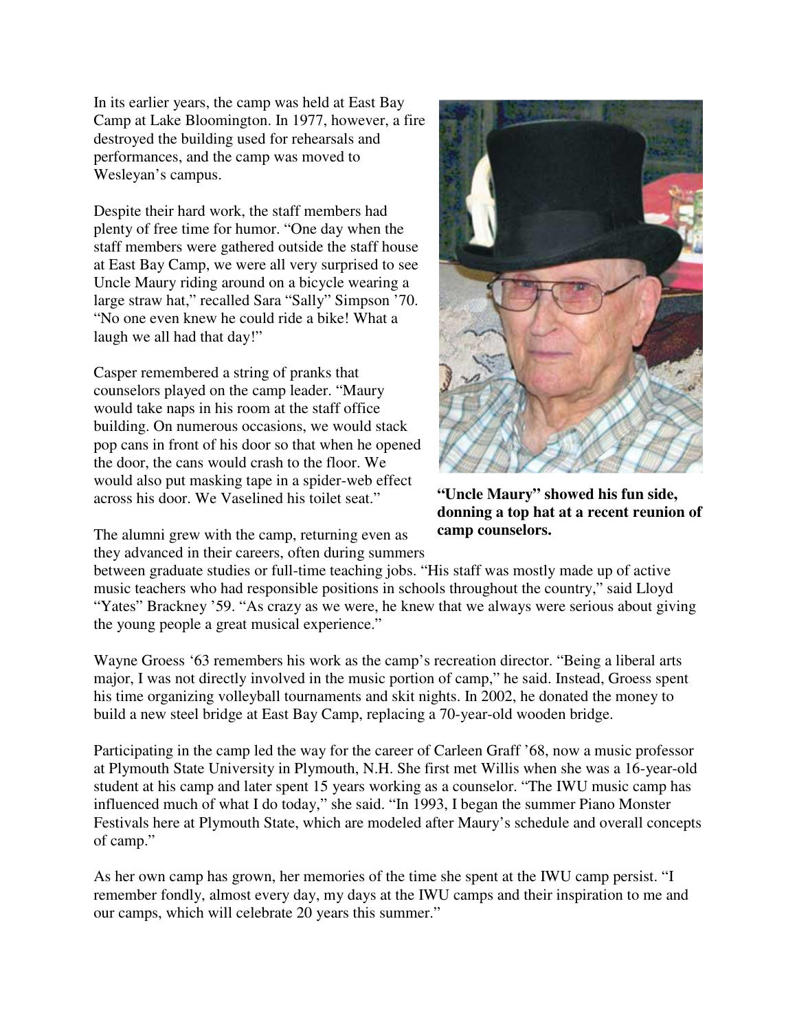In its earlier years, the camp was held at East Bay Camp at Lake Bloomington. In 1977, however, a fire destroyed the building used for rehearsals and performances, and the camp was moved to Wesleyan's campus.

Despite their hard work, the staff members had plenty of free time for humor. "One day when the staff members were gathered outside the staff house at East Bay Camp, we were all very surprised to see Uncle Maury riding around on a bicycle wearing a large straw hat," recalled Sara "Sally" Simpson '70. "No one even knew he could ride a bike! What a laugh we all had that day!"

Casper remembered a string of pranks that counselors played on the camp leader. "Maury would take naps in his room at the staff office building. On numerous occasions, we would stack pop cans in front of his door so that when he opened the door, the cans would crash to the floor. We would also put masking tape in a spider-web effect across his door. We Vaselined his toilet seat."

**"Uncle Maury" showed his fun side, donning a top hat at a recent reunion of camp counselors.**

The alumni grew with the camp, returning even as they advanced in their careers, often during summers between graduate studies or full-time teaching jobs. "His staff was mostly made up of active music teachers who had responsible positions in schools throughout the country," said Lloyd "Yates" Brackney '59. "As crazy as we were, he knew that we always were serious about giving the young people a great musical experience."

Wayne Groess '63 remembers his work as the camp's recreation director. "Being a liberal arts major, I was not directly involved in the music portion of camp," he said. Instead, Groess spent his time organizing volleyball tournaments and skit nights. In 2002, he donated the money to build a new steel bridge at East Bay Camp, replacing a 70-year-old wooden bridge.

Participating in the camp led the way for the career of Carleen Graff '68, now a music professor at Plymouth State University in Plymouth, N.H. She first met Willis when she was a 16-year-old student at his camp and later spent 15 years working as a counselor. "The IWU music camp has influenced much of what I do today," she said. "In 1993, I began the summer Piano Monster Festivals here at Plymouth State, which are modeled after Maury's schedule and overall concepts of camp."

As her own camp has grown, her memories of the time she spent at the IWU camp persist. "I remember fondly, almost every day, my days at the IWU camps and their inspiration to me and our camps, which will celebrate 20 years this summer."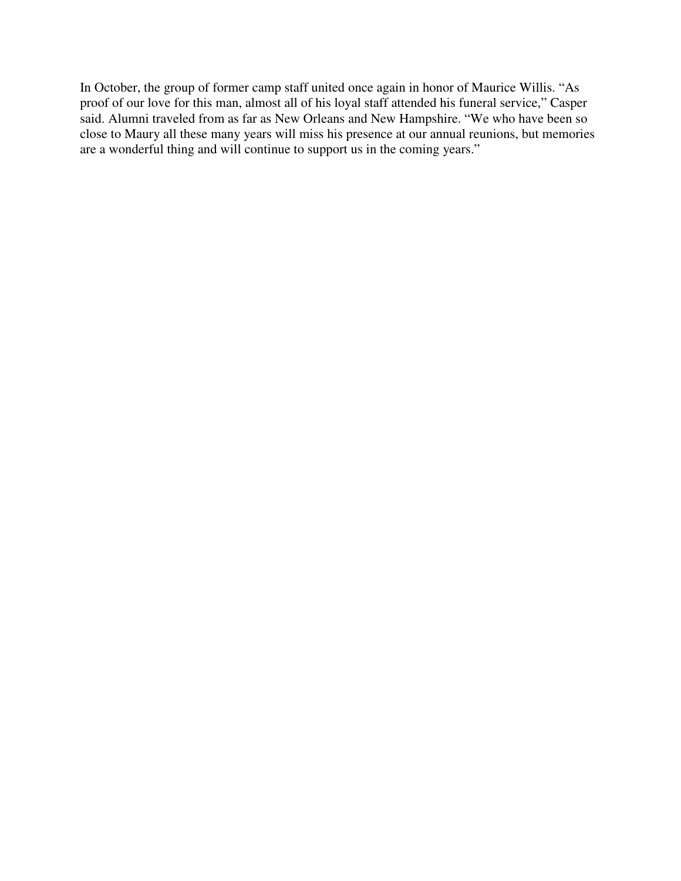In October, the group of former camp staff united once again in honor of Maurice Willis. "As proof of our love for this man, almost all of his loyal staff attended his funeral service," Casper said. Alumni traveled from as far as New Orleans and New Hampshire. "We who have been so close to Maury all these many years will miss his presence at our annual reunions, but memories are a wonderful thing and will continue to support us in the coming years."